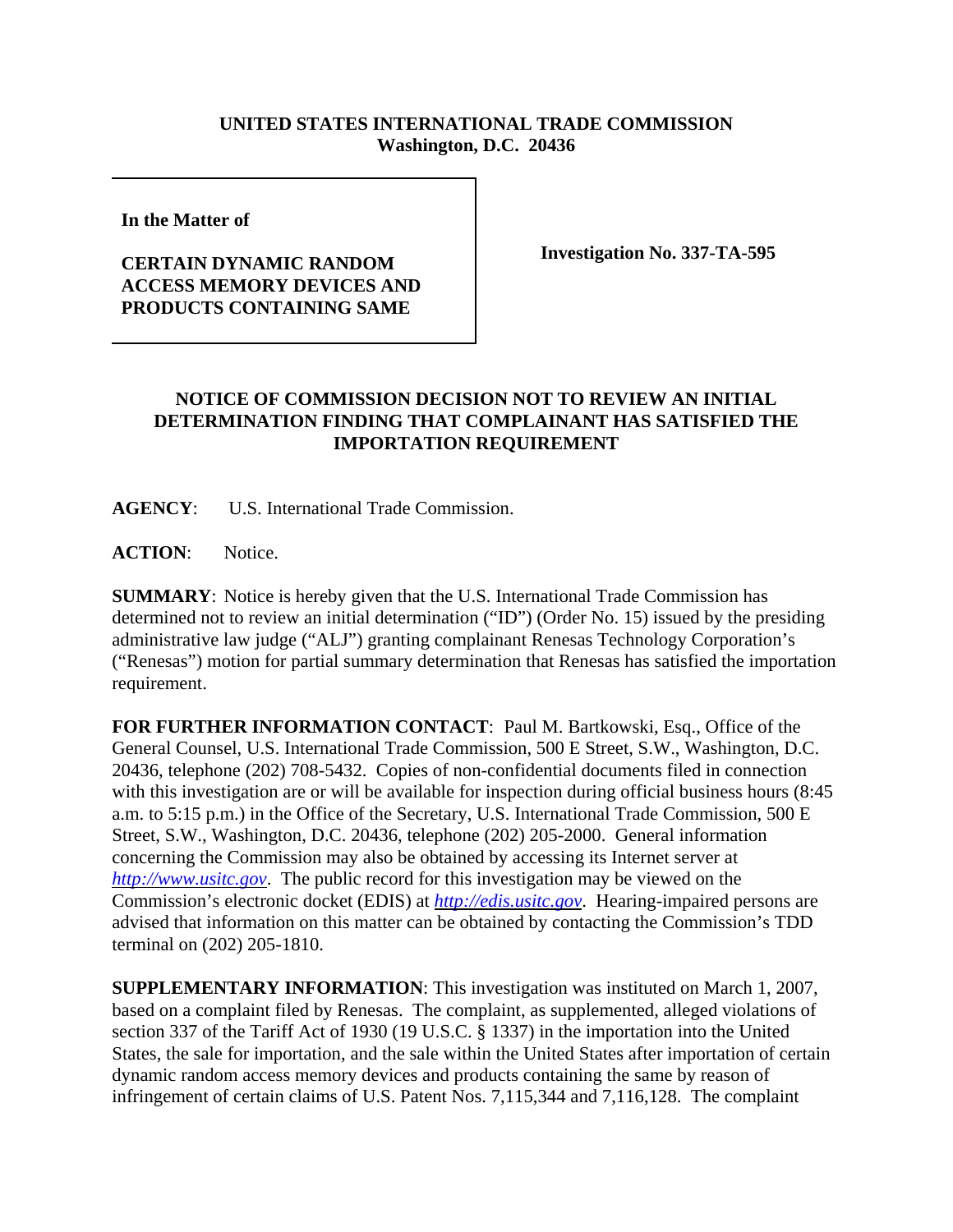**UNITED STATES INTERNATIONAL TRADE COMMISSION**
**Washington, D.C. 20436**

| In the Matter of<br><br>**CERTAIN DYNAMIC RANDOM ACCESS MEMORY DEVICES AND PRODUCTS CONTAINING SAME** | **Investigation No. 337-TA-595** |
|---|---|

**NOTICE OF COMMISSION DECISION NOT TO REVIEW AN INITIAL DETERMINATION FINDING THAT COMPLAINANT HAS SATISFIED THE IMPORTATION REQUIREMENT**

**AGENCY**: U.S. International Trade Commission.

**ACTION**: Notice.

**SUMMARY**: Notice is hereby given that the U.S. International Trade Commission has determined not to review an initial determination ("ID") (Order No. 15) issued by the presiding administrative law judge ("ALJ") granting complainant Renesas Technology Corporation's ("Renesas") motion for partial summary determination that Renesas has satisfied the importation requirement.

**FOR FURTHER INFORMATION CONTACT**: Paul M. Bartkowski, Esq., Office of the General Counsel, U.S. International Trade Commission, 500 E Street, S.W., Washington, D.C. 20436, telephone (202) 708-5432. Copies of non-confidential documents filed in connection with this investigation are or will be available for inspection during official business hours (8:45 a.m. to 5:15 p.m.) in the Office of the Secretary, U.S. International Trade Commission, 500 E Street, S.W., Washington, D.C. 20436, telephone (202) 205-2000. General information concerning the Commission may also be obtained by accessing its Internet server at *http://www.usitc.gov*. The public record for this investigation may be viewed on the Commission's electronic docket (EDIS) at *http://edis.usitc.gov*. Hearing-impaired persons are advised that information on this matter can be obtained by contacting the Commission's TDD terminal on (202) 205-1810.

**SUPPLEMENTARY INFORMATION**: This investigation was instituted on March 1, 2007, based on a complaint filed by Renesas. The complaint, as supplemented, alleged violations of section 337 of the Tariff Act of 1930 (19 U.S.C. § 1337) in the importation into the United States, the sale for importation, and the sale within the United States after importation of certain dynamic random access memory devices and products containing the same by reason of infringement of certain claims of U.S. Patent Nos. 7,115,344 and 7,116,128. The complaint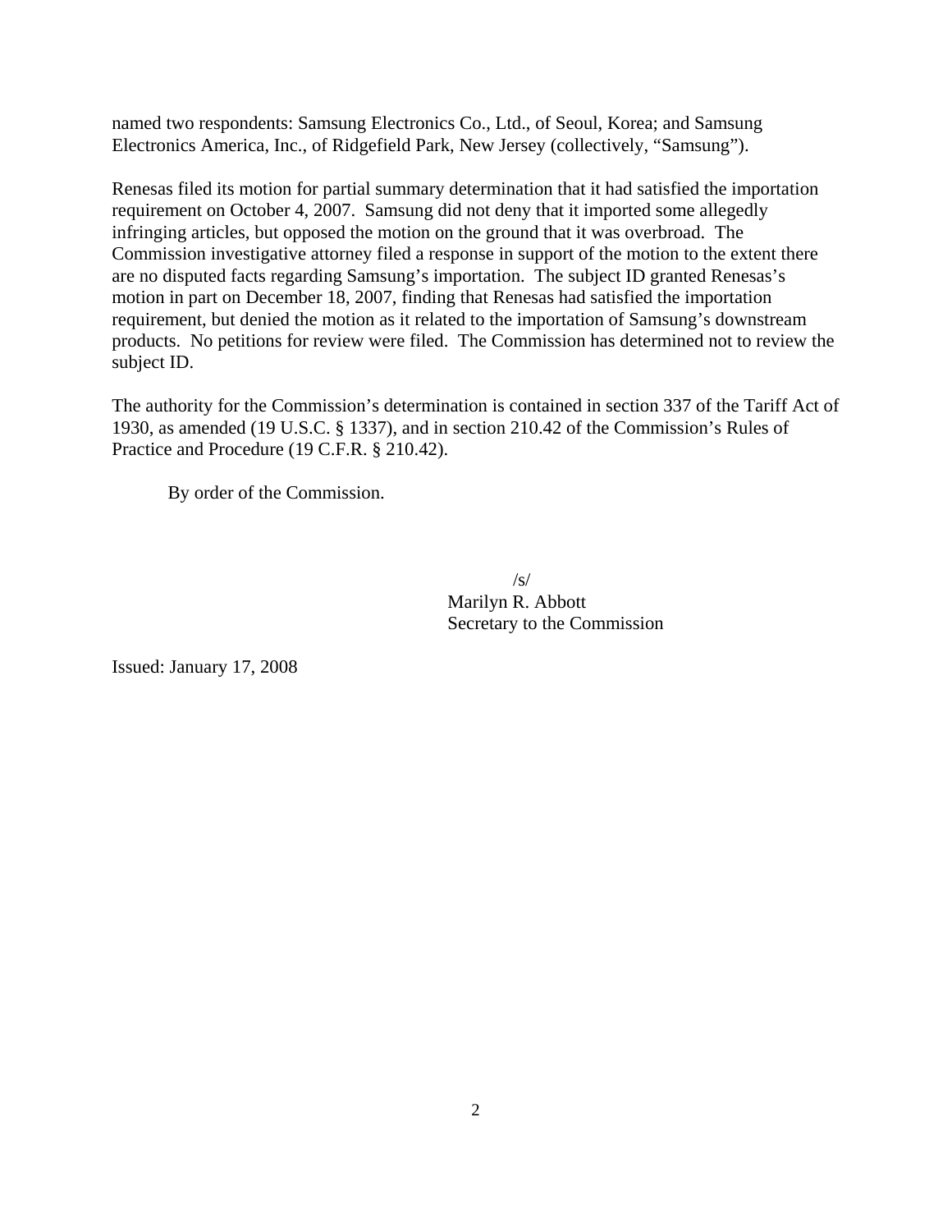named two respondents: Samsung Electronics Co., Ltd., of Seoul, Korea; and Samsung Electronics America, Inc., of Ridgefield Park, New Jersey (collectively, "Samsung").

Renesas filed its motion for partial summary determination that it had satisfied the importation requirement on October 4, 2007. Samsung did not deny that it imported some allegedly infringing articles, but opposed the motion on the ground that it was overbroad. The Commission investigative attorney filed a response in support of the motion to the extent there are no disputed facts regarding Samsung's importation. The subject ID granted Renesas's motion in part on December 18, 2007, finding that Renesas had satisfied the importation requirement, but denied the motion as it related to the importation of Samsung's downstream products. No petitions for review were filed. The Commission has determined not to review the subject ID.

The authority for the Commission's determination is contained in section 337 of the Tariff Act of 1930, as amended (19 U.S.C. § 1337), and in section 210.42 of the Commission's Rules of Practice and Procedure (19 C.F.R. § 210.42).

By order of the Commission.

/s/
Marilyn R. Abbott
Secretary to the Commission

Issued: January 17, 2008